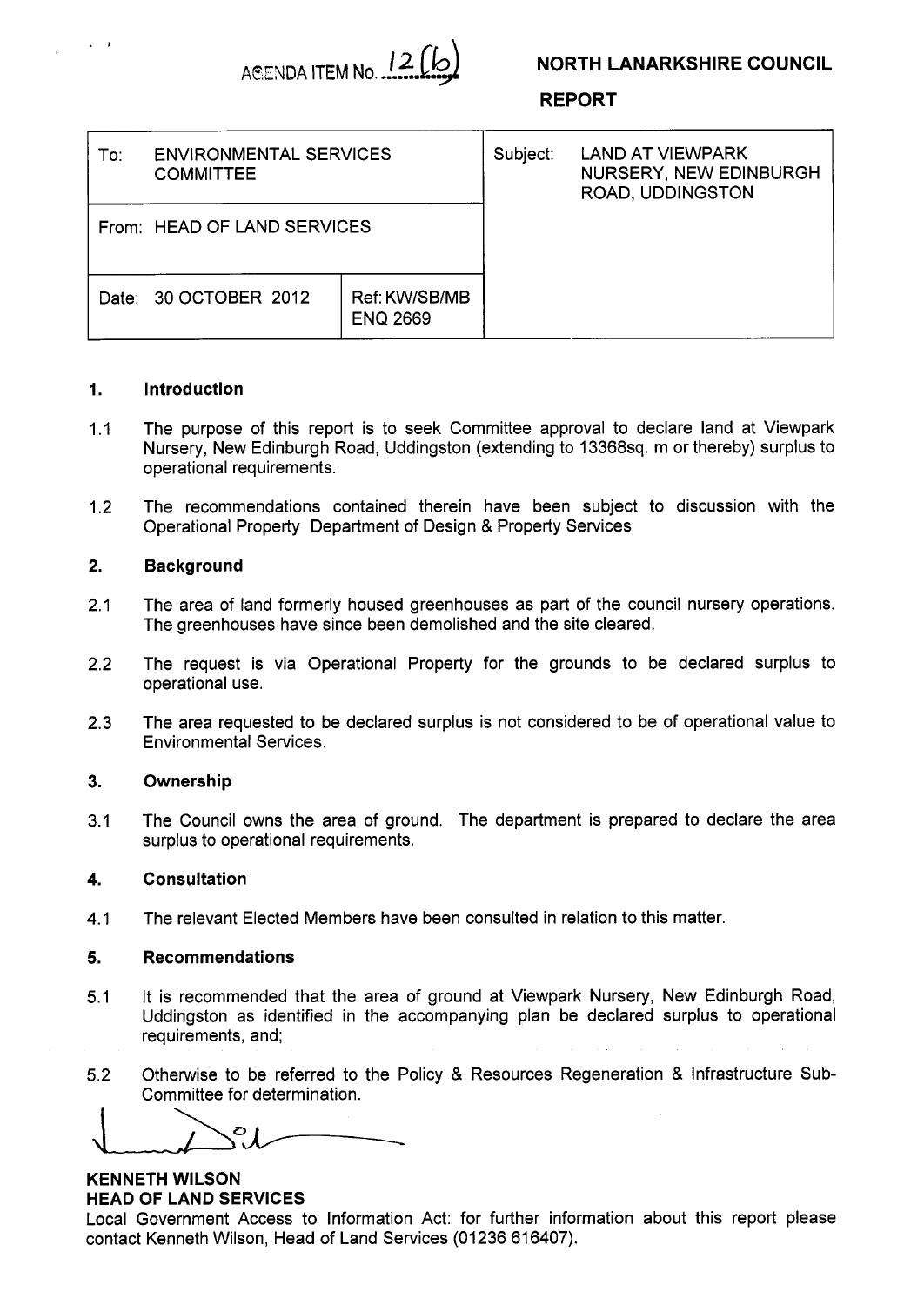AGENDA ITEM No. 12(b)

**NORTH LANARKSHIRE COUNCIL**

**REPORT**

| To: ENVIRONMENTAL SERVICES COMMITTEE | | Subject: LAND AT VIEWPARK NURSERY, NEW EDINBURGH ROAD, UDDINGSTON |
|---|---|---|
| From: HEAD OF LAND SERVICES | | |
| Date: 30 OCTOBER 2012 | Ref: KW/SB/MB ENQ 2669 | |

## 1. Introduction

1.1 The purpose of this report is to seek Committee approval to declare land at Viewpark Nursery, New Edinburgh Road, Uddingston (extending to 13368sq. m or thereby) surplus to operational requirements.

1.2 The recommendations contained therein have been subject to discussion with the Operational Property Department of Design & Property Services

## 2. Background

2.1 The area of land formerly housed greenhouses as part of the council nursery operations. The greenhouses have since been demolished and the site cleared.

2.2 The request is via Operational Property for the grounds to be declared surplus to operational use.

2.3 The area requested to be declared surplus is not considered to be of operational value to Environmental Services.

## 3. Ownership

3.1 The Council owns the area of ground. The department is prepared to declare the area surplus to operational requirements.

## 4. Consultation

4.1 The relevant Elected Members have been consulted in relation to this matter.

## 5. Recommendations

5.1 It is recommended that the area of ground at Viewpark Nursery, New Edinburgh Road, Uddingston as identified in the accompanying plan be declared surplus to operational requirements, and;

5.2 Otherwise to be referred to the Policy & Resources Regeneration & Infrastructure Sub-Committee for determination.

**KENNETH WILSON**
**HEAD OF LAND SERVICES**

Local Government Access to Information Act: for further information about this report please contact Kenneth Wilson, Head of Land Services (01236 616407).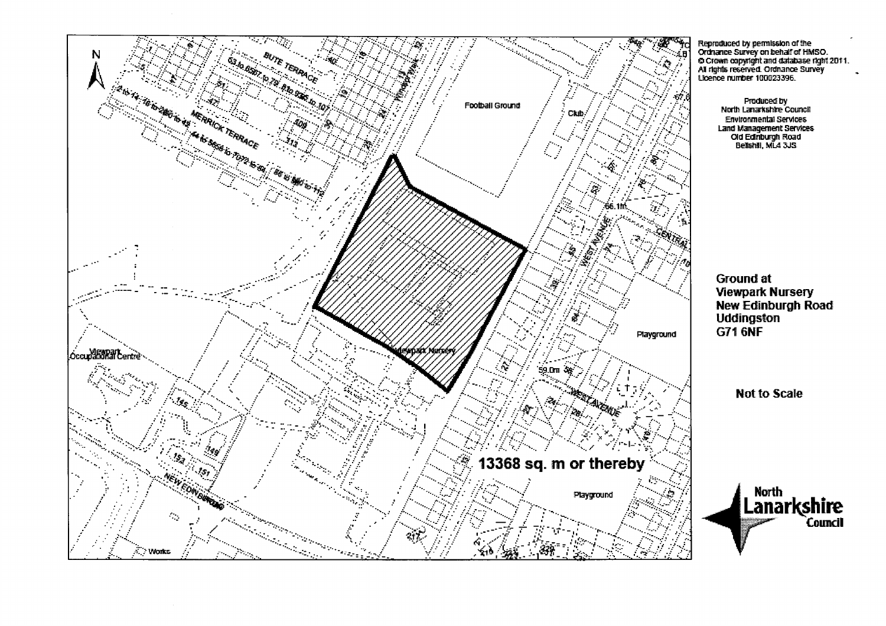Reproduced by permission of the Ordnance Survey on behalf of HMSO.
© Crown copyright and database right 2011.
All rights reserved. Ordnance Survey Licence number 100023396.

Produced by
North Lanarkshire Council
Environmental Services
Land Management Services
Old Edinburgh Road
Bellshill, ML4 3JS

**Ground at**
**Viewpark Nursery**
**New Edinburgh Road**
**Uddingston**
**G71 6NF**

**Not to Scale**

**13368 sq. m or thereby**

North Lanarkshire Council